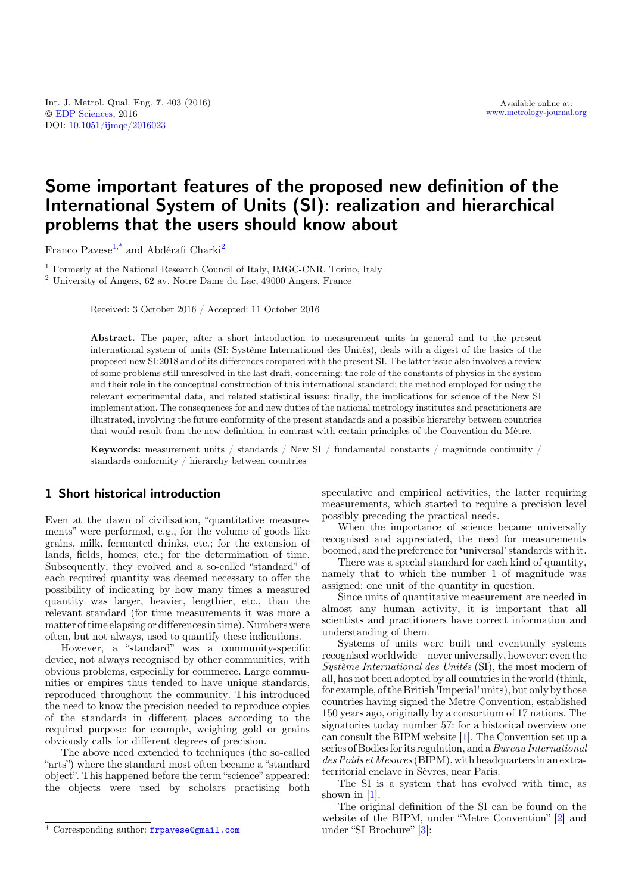# Some important features of the proposed new definition of the International System of Units (SI): realization and hierarchical problems that the users should know about

Franco Pavese[1,*] and Abdérafi Charki[2]

[1] Formerly at the National Research Council of Italy, IMGC-CNR, Torino, Italy
[2] University of Angers, 62 av. Notre Dame du Lac, 49000 Angers, France

Received: 3 October 2016 / Accepted: 11 October 2016

**Abstract.** The paper, after a short introduction to measurement units in general and to the present international system of units (SI: Système International des Unités), deals with a digest of the basics of the proposed new SI:2018 and of its differences compared with the present SI. The latter issue also involves a review of some problems still unresolved in the last draft, concerning: the role of the constants of physics in the system and their role in the conceptual construction of this international standard; the method employed for using the relevant experimental data, and related statistical issues; finally, the implications for science of the New SI implementation. The consequences for and new duties of the national metrology institutes and practitioners are illustrated, involving the future conformity of the present standards and a possible hierarchy between countries that would result from the new definition, in contrast with certain principles of the Convention du Mètre.

**Keywords:** measurement units / standards / New SI / fundamental constants / magnitude continuity / standards conformity / hierarchy between countries

## 1 Short historical introduction

Even at the dawn of civilisation, "quantitative measurements" were performed, e.g., for the volume of goods like grains, milk, fermented drinks, etc.; for the extension of lands, fields, homes, etc.; for the determination of time. Subsequently, they evolved and a so-called "standard" of each required quantity was deemed necessary to offer the possibility of indicating by how many times a measured quantity was larger, heavier, lengthier, etc., than the relevant standard (for time measurements it was more a matter of time elapsing or differences in time). Numbers were often, but not always, used to quantify these indications.

However, a "standard" was a community-specific device, not always recognised by other communities, with obvious problems, especially for commerce. Large communities or empires thus tended to have unique standards, reproduced throughout the community. This introduced the need to know the precision needed to reproduce copies of the standards in different places according to the required purpose: for example, weighing gold or grains obviously calls for different degrees of precision.

The above need extended to techniques (the so-called "arts") where the standard most often became a "standard object". This happened before the term "science" appeared: the objects were used by scholars practising both speculative and empirical activities, the latter requiring measurements, which started to require a precision level possibly preceding the practical needs.

When the importance of science became universally recognised and appreciated, the need for measurements boomed, and the preference for 'universal' standards with it.

There was a special standard for each kind of quantity, namely that to which the number 1 of magnitude was assigned: one unit of the quantity in question.

Since units of quantitative measurement are needed in almost any human activity, it is important that all scientists and practitioners have correct information and understanding of them.

Systems of units were built and eventually systems recognised worldwide—never universally, however: even the *Système International des Unités* (SI), the most modern of all, has not been adopted by all countries in the world (think, for example, of the British 'Imperial' units), but only by those countries having signed the Metre Convention, established 150 years ago, originally by a consortium of 17 nations. The signatories today number 57: for a historical overview one can consult the BIPM website [1]. The Convention set up a series of Bodies for its regulation, and a *Bureau International des Poids et Mesures* (BIPM), with headquarters in an extraterritorial enclave in Sèvres, near Paris.

The SI is a system that has evolved with time, as shown in [1].

The original definition of the SI can be found on the website of the BIPM, under "Metre Convention" [2] and under "SI Brochure" [3]:

* Corresponding author: frpavese@gmail.com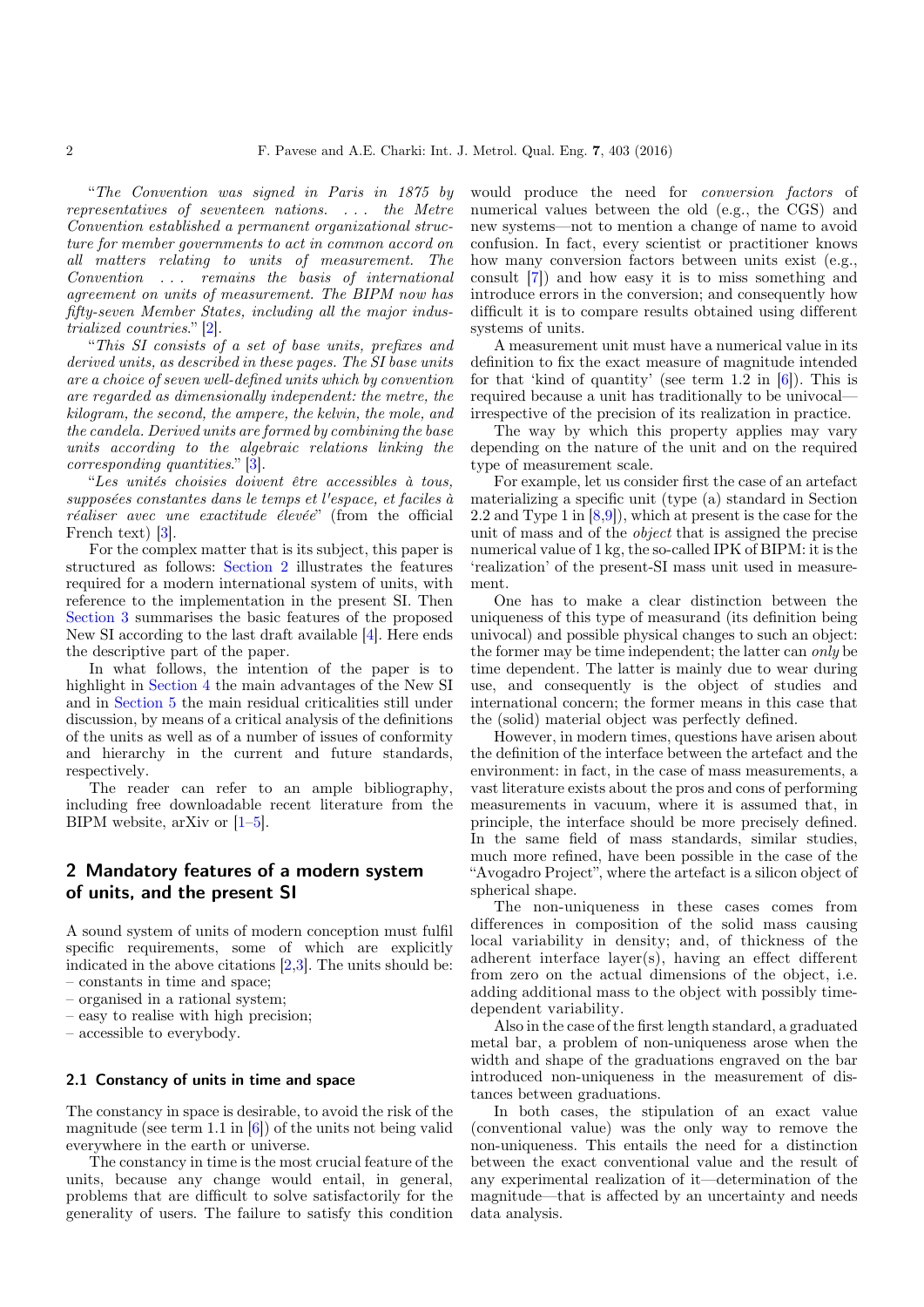"*The Convention was signed in Paris in 1875 by representatives of seventeen nations. . . . the Metre Convention established a permanent organizational structure for member governments to act in common accord on all matters relating to units of measurement. The Convention . . . remains the basis of international agreement on units of measurement. The BIPM now has fifty-seven Member States, including all the major industrialized countries.*" [2].

"*This SI consists of a set of base units, prefixes and derived units, as described in these pages. The SI base units are a choice of seven well-defined units which by convention are regarded as dimensionally independent: the metre, the kilogram, the second, the ampere, the kelvin, the mole, and the candela. Derived units are formed by combining the base units according to the algebraic relations linking the corresponding quantities.*" [3].

"*Les unités choisies doivent être accessibles à tous, supposées constantes dans le temps et l'espace, et faciles à réaliser avec une exactitude élevée*" (from the official French text) [3].

For the complex matter that is its subject, this paper is structured as follows: Section 2 illustrates the features required for a modern international system of units, with reference to the implementation in the present SI. Then Section 3 summarises the basic features of the proposed New SI according to the last draft available [4]. Here ends the descriptive part of the paper.

In what follows, the intention of the paper is to highlight in Section 4 the main advantages of the New SI and in Section 5 the main residual criticalities still under discussion, by means of a critical analysis of the definitions of the units as well as of a number of issues of conformity and hierarchy in the current and future standards, respectively.

The reader can refer to an ample bibliography, including free downloadable recent literature from the BIPM website, arXiv or [1–5].

## 2 Mandatory features of a modern system of units, and the present SI

A sound system of units of modern conception must fulfil specific requirements, some of which are explicitly indicated in the above citations [2,3]. The units should be:

- constants in time and space;
- organised in a rational system;
- easy to realise with high precision;
- accessible to everybody.

### 2.1 Constancy of units in time and space

The constancy in space is desirable, to avoid the risk of the magnitude (see term 1.1 in [6]) of the units not being valid everywhere in the earth or universe.

The constancy in time is the most crucial feature of the units, because any change would entail, in general, problems that are difficult to solve satisfactorily for the generality of users. The failure to satisfy this condition would produce the need for *conversion factors* of numerical values between the old (e.g., the CGS) and new systems—not to mention a change of name to avoid confusion. In fact, every scientist or practitioner knows how many conversion factors between units exist (e.g., consult [7]) and how easy it is to miss something and introduce errors in the conversion; and consequently how difficult it is to compare results obtained using different systems of units.

A measurement unit must have a numerical value in its definition to fix the exact measure of magnitude intended for that 'kind of quantity' (see term 1.2 in [6]). This is required because a unit has traditionally to be univocal—irrespective of the precision of its realization in practice.

The way by which this property applies may vary depending on the nature of the unit and on the required type of measurement scale.

For example, let us consider first the case of an artefact materializing a specific unit (type (a) standard in Section 2.2 and Type 1 in [8,9]), which at present is the case for the unit of mass and of the *object* that is assigned the precise numerical value of 1 kg, the so-called IPK of BIPM: it is the 'realization' of the present-SI mass unit used in measurement.

One has to make a clear distinction between the uniqueness of this type of measurand (its definition being univocal) and possible physical changes to such an object: the former may be time independent; the latter can *only* be time dependent. The latter is mainly due to wear during use, and consequently is the object of studies and international concern; the former means in this case that the (solid) material object was perfectly defined.

However, in modern times, questions have arisen about the definition of the interface between the artefact and the environment: in fact, in the case of mass measurements, a vast literature exists about the pros and cons of performing measurements in vacuum, where it is assumed that, in principle, the interface should be more precisely defined. In the same field of mass standards, similar studies, much more refined, have been possible in the case of the "Avogadro Project", where the artefact is a silicon object of spherical shape.

The non-uniqueness in these cases comes from differences in composition of the solid mass causing local variability in density; and, of thickness of the adherent interface layer(s), having an effect different from zero on the actual dimensions of the object, i.e. adding additional mass to the object with possibly time-dependent variability.

Also in the case of the first length standard, a graduated metal bar, a problem of non-uniqueness arose when the width and shape of the graduations engraved on the bar introduced non-uniqueness in the measurement of distances between graduations.

In both cases, the stipulation of an exact value (conventional value) was the only way to remove the non-uniqueness. This entails the need for a distinction between the exact conventional value and the result of any experimental realization of it—determination of the magnitude—that is affected by an uncertainty and needs data analysis.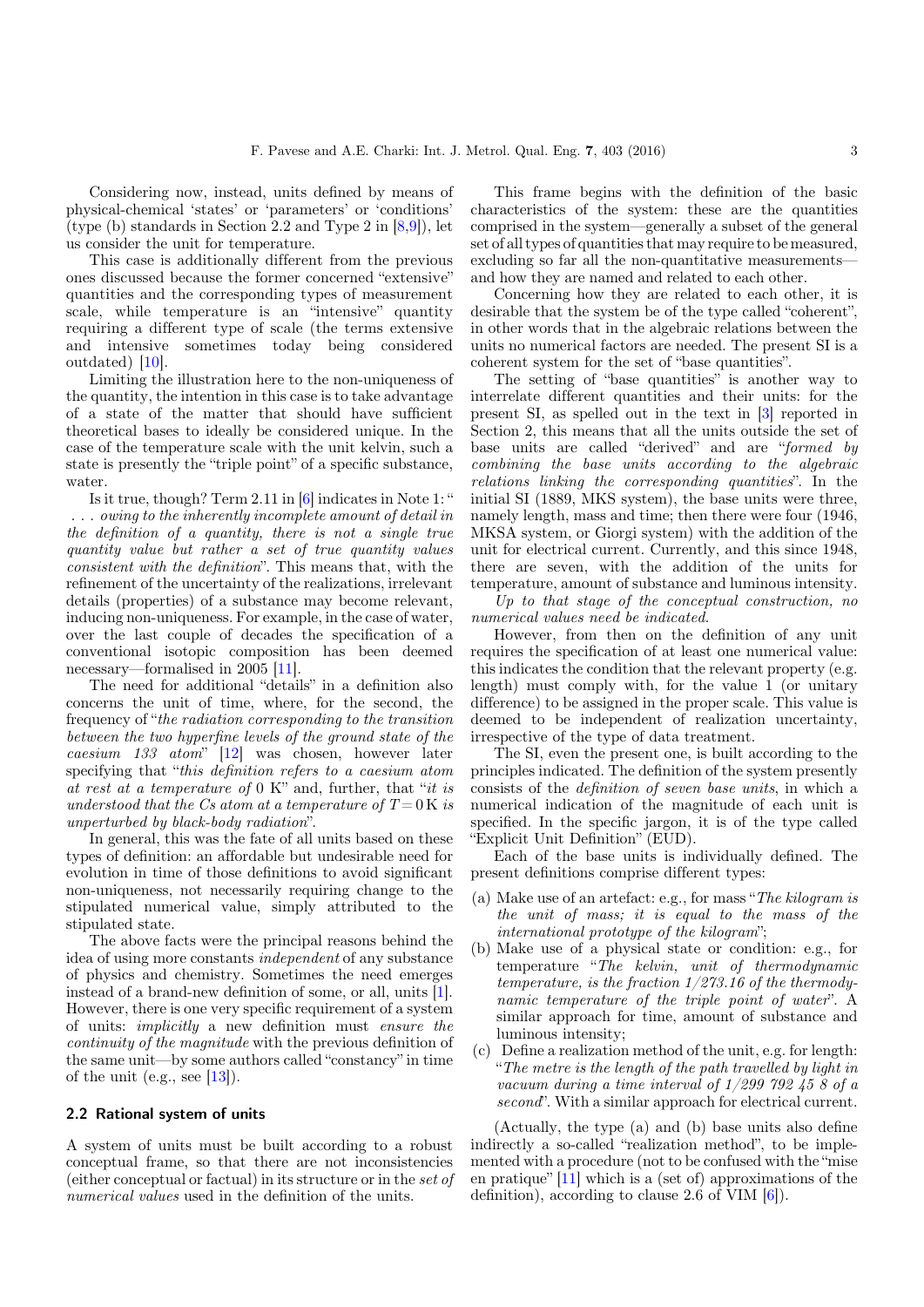Considering now, instead, units defined by means of physical-chemical 'states' or 'parameters' or 'conditions' (type (b) standards in Section 2.2 and Type 2 in [8,9]), let us consider the unit for temperature.

This case is additionally different from the previous ones discussed because the former concerned "extensive" quantities and the corresponding types of measurement scale, while temperature is an "intensive" quantity requiring a different type of scale (the terms extensive and intensive sometimes today being considered outdated) [10].

Limiting the illustration here to the non-uniqueness of the quantity, the intention in this case is to take advantage of a state of the matter that should have sufficient theoretical bases to ideally be considered unique. In the case of the temperature scale with the unit kelvin, such a state is presently the "triple point" of a specific substance, water.

Is it true, though? Term 2.11 in [6] indicates in Note 1: "*... owing to the inherently incomplete amount of detail in the definition of a quantity, there is not a single true quantity value but rather a set of true quantity values consistent with the definition*". This means that, with the refinement of the uncertainty of the realizations, irrelevant details (properties) of a substance may become relevant, inducing non-uniqueness. For example, in the case of water, over the last couple of decades the specification of a conventional isotopic composition has been deemed necessary—formalised in 2005 [11].

The need for additional "details" in a definition also concerns the unit of time, where, for the second, the frequency of "*the radiation corresponding to the transition between the two hyperfine levels of the ground state of the caesium 133 atom*" [12] was chosen, however later specifying that "*this definition refers to a caesium atom at rest at a temperature of* 0 K" and, further, that "*it is understood that the Cs atom at a temperature of $T = 0$ K is unperturbed by black-body radiation*".

In general, this was the fate of all units based on these types of definition: an affordable but undesirable need for evolution in time of those definitions to avoid significant non-uniqueness, not necessarily requiring change to the stipulated numerical value, simply attributed to the stipulated state.

The above facts were the principal reasons behind the idea of using more constants *independent* of any substance of physics and chemistry. Sometimes the need emerges instead of a brand-new definition of some, or all, units [1]. However, there is one very specific requirement of a system of units: *implicitly* a new definition must *ensure the continuity of the magnitude* with the previous definition of the same unit—by some authors called "constancy" in time of the unit (e.g., see [13]).

## 2.2 Rational system of units

A system of units must be built according to a robust conceptual frame, so that there are not inconsistencies (either conceptual or factual) in its structure or in the *set of numerical values* used in the definition of the units.

This frame begins with the definition of the basic characteristics of the system: these are the quantities comprised in the system—generally a subset of the general set of all types of quantities that may require to be measured, excluding so far all the non-quantitative measurements—and how they are named and related to each other.

Concerning how they are related to each other, it is desirable that the system be of the type called "coherent", in other words that in the algebraic relations between the units no numerical factors are needed. The present SI is a coherent system for the set of "base quantities".

The setting of "base quantities" is another way to interrelate different quantities and their units: for the present SI, as spelled out in the text in [3] reported in Section 2, this means that all the units outside the set of base units are called "derived" and are "*formed by combining the base units according to the algebraic relations linking the corresponding quantities*". In the initial SI (1889, MKS system), the base units were three, namely length, mass and time; then there were four (1946, MKSA system, or Giorgi system) with the addition of the unit for electrical current. Currently, and this since 1948, there are seven, with the addition of the units for temperature, amount of substance and luminous intensity.

*Up to that stage of the conceptual construction, no numerical values need be indicated.*

However, from then on the definition of any unit requires the specification of at least one numerical value: this indicates the condition that the relevant property (e.g. length) must comply with, for the value 1 (or unitary difference) to be assigned in the proper scale. This value is deemed to be independent of realization uncertainty, irrespective of the type of data treatment.

The SI, even the present one, is built according to the principles indicated. The definition of the system presently consists of the *definition of seven base units*, in which a numerical indication of the magnitude of each unit is specified. In the specific jargon, it is of the type called "Explicit Unit Definition" (EUD).

Each of the base units is individually defined. The present definitions comprise different types:

(a) Make use of an artefact: e.g., for mass "*The kilogram is the unit of mass; it is equal to the mass of the international prototype of the kilogram*";
(b) Make use of a physical state or condition: e.g., for temperature "*The kelvin, unit of thermodynamic temperature, is the fraction 1/273.16 of the thermodynamic temperature of the triple point of water*". A similar approach for time, amount of substance and luminous intensity;
(c) Define a realization method of the unit, e.g. for length: "*The metre is the length of the path travelled by light in vacuum during a time interval of 1/299 792 45 8 of a second*". With a similar approach for electrical current.

(Actually, the type (a) and (b) base units also define indirectly a so-called "realization method", to be implemented with a procedure (not to be confused with the "mise en pratique" [11] which is a (set of) approximations of the definition), according to clause 2.6 of VIM [6]).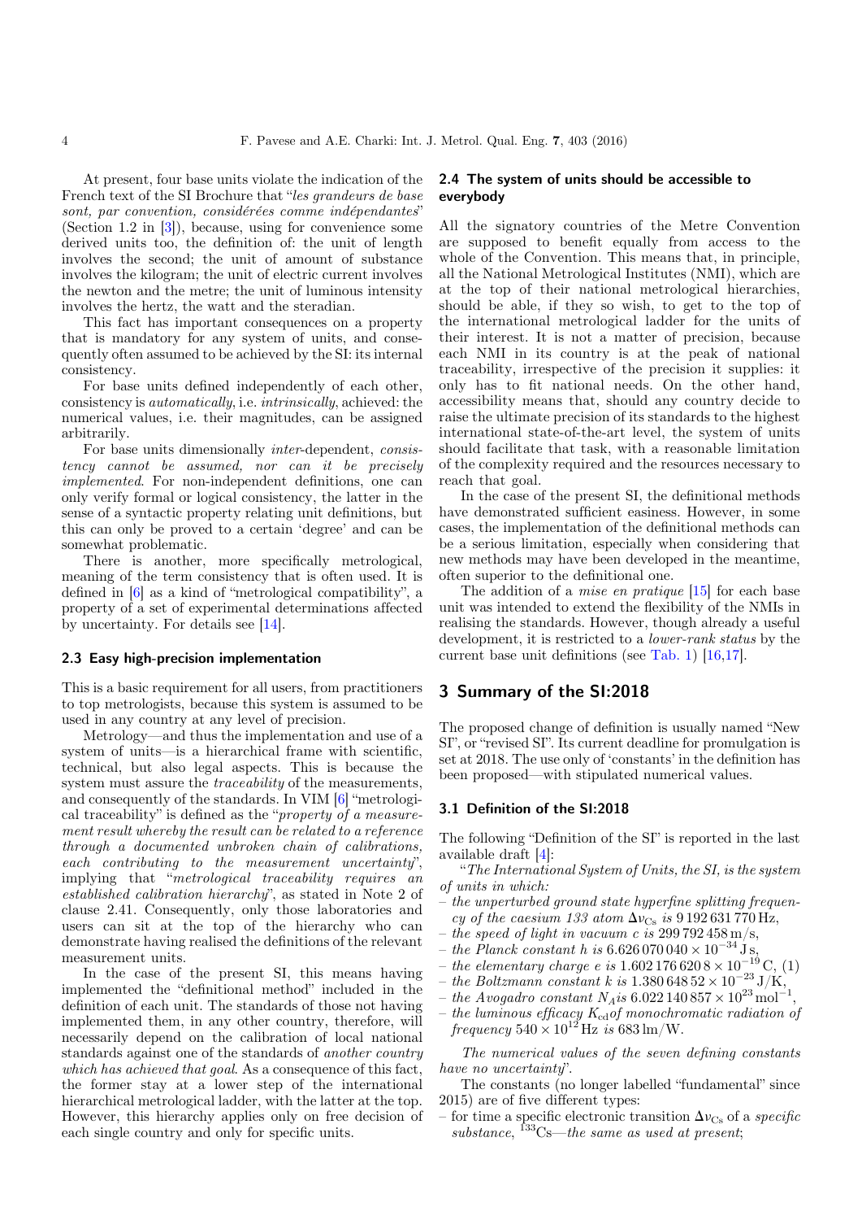At present, four base units violate the indication of the French text of the SI Brochure that "*les grandeurs de base sont, par convention, considérées comme indépendantes*" (Section 1.2 in [3]), because, using for convenience some derived units too, the definition of: the unit of length involves the second; the unit of amount of substance involves the kilogram; the unit of electric current involves the newton and the metre; the unit of luminous intensity involves the hertz, the watt and the steradian.

This fact has important consequences on a property that is mandatory for any system of units, and consequently often assumed to be achieved by the SI: its internal consistency.

For base units defined independently of each other, consistency is *automatically*, i.e. *intrinsically*, achieved: the numerical values, i.e. their magnitudes, can be assigned arbitrarily.

For base units dimensionally *inter*-dependent, *consistency cannot be assumed, nor can it be precisely implemented*. For non-independent definitions, one can only verify formal or logical consistency, the latter in the sense of a syntactic property relating unit definitions, but this can only be proved to a certain 'degree' and can be somewhat problematic.

There is another, more specifically metrological, meaning of the term consistency that is often used. It is defined in [6] as a kind of "metrological compatibility", a property of a set of experimental determinations affected by uncertainty. For details see [14].

### 2.3 Easy high-precision implementation

This is a basic requirement for all users, from practitioners to top metrologists, because this system is assumed to be used in any country at any level of precision.

Metrology—and thus the implementation and use of a system of units—is a hierarchical frame with scientific, technical, but also legal aspects. This is because the system must assure the *traceability* of the measurements, and consequently of the standards. In VIM [6] "metrological traceability" is defined as the "*property of a measurement result whereby the result can be related to a reference through a documented unbroken chain of calibrations, each contributing to the measurement uncertainty*", implying that "*metrological traceability requires an established calibration hierarchy*", as stated in Note 2 of clause 2.41. Consequently, only those laboratories and users can sit at the top of the hierarchy who can demonstrate having realised the definitions of the relevant measurement units.

In the case of the present SI, this means having implemented the "definitional method" included in the definition of each unit. The standards of those not having implemented them, in any other country, therefore, will necessarily depend on the calibration of local national standards against one of the standards of *another country which has achieved that goal*. As a consequence of this fact, the former stay at a lower step of the international hierarchical metrological ladder, with the latter at the top. However, this hierarchy applies only on free decision of each single country and only for specific units.

### 2.4 The system of units should be accessible to everybody

All the signatory countries of the Metre Convention are supposed to benefit equally from access to the whole of the Convention. This means that, in principle, all the National Metrological Institutes (NMI), which are at the top of their national metrological hierarchies, should be able, if they so wish, to get to the top of the international metrological ladder for the units of their interest. It is not a matter of precision, because each NMI in its country is at the peak of national traceability, irrespective of the precision it supplies: it only has to fit national needs. On the other hand, accessibility means that, should any country decide to raise the ultimate precision of its standards to the highest international state-of-the-art level, the system of units should facilitate that task, with a reasonable limitation of the complexity required and the resources necessary to reach that goal.

In the case of the present SI, the definitional methods have demonstrated sufficient easiness. However, in some cases, the implementation of the definitional methods can be a serious limitation, especially when considering that new methods may have been developed in the meantime, often superior to the definitional one.

The addition of a *mise en pratique* [15] for each base unit was intended to extend the flexibility of the NMIs in realising the standards. However, though already a useful development, it is restricted to a *lower-rank status* by the current base unit definitions (see Tab. 1) [16,17].

## 3 Summary of the SI:2018

The proposed change of definition is usually named "New SI", or "revised SI". Its current deadline for promulgation is set at 2018. The use only of 'constants' in the definition has been proposed—with stipulated numerical values.

### 3.1 Definition of the SI:2018

The following "Definition of the SI" is reported in the last available draft [4]:

"*The International System of Units, the SI, is the system of units in which:*

- *the unperturbed ground state hyperfine splitting frequency of the caesium 133 atom* $\Delta\nu_{\mathrm{Cs}}$ *is* $9\,192\,631\,770\,\mathrm{Hz}$,
- *the speed of light in vacuum* $c$ *is* $299\,792\,458\,\mathrm{m/s}$,
- *the Planck constant* $h$ *is* $6.626\,070\,040 \times 10^{-34}\,\mathrm{J\,s}$,
- *the elementary charge* $e$ *is* $1.602\,176\,620\,8 \times 10^{-19}\,\mathrm{C}$, (1)
- *the Boltzmann constant* $k$ *is* $1.380\,648\,52 \times 10^{-23}\,\mathrm{J/K}$,
- *the Avogadro constant* $N_A$ *is* $6.022\,140\,857 \times 10^{23}\,\mathrm{mol}^{-1}$,
- *the luminous efficacy* $K_{\mathrm{cd}}$ *of monochromatic radiation of frequency* $540 \times 10^{12}\,\mathrm{Hz}$ *is* $683\,\mathrm{lm/W}$.

*The numerical values of the seven defining constants have no uncertainty*".

The constants (no longer labelled "fundamental" since 2015) are of five different types:

- for time a specific electronic transition $\Delta\nu_{\mathrm{Cs}}$ of a *specific substance*, $^{133}\mathrm{Cs}$—*the same as used at present*;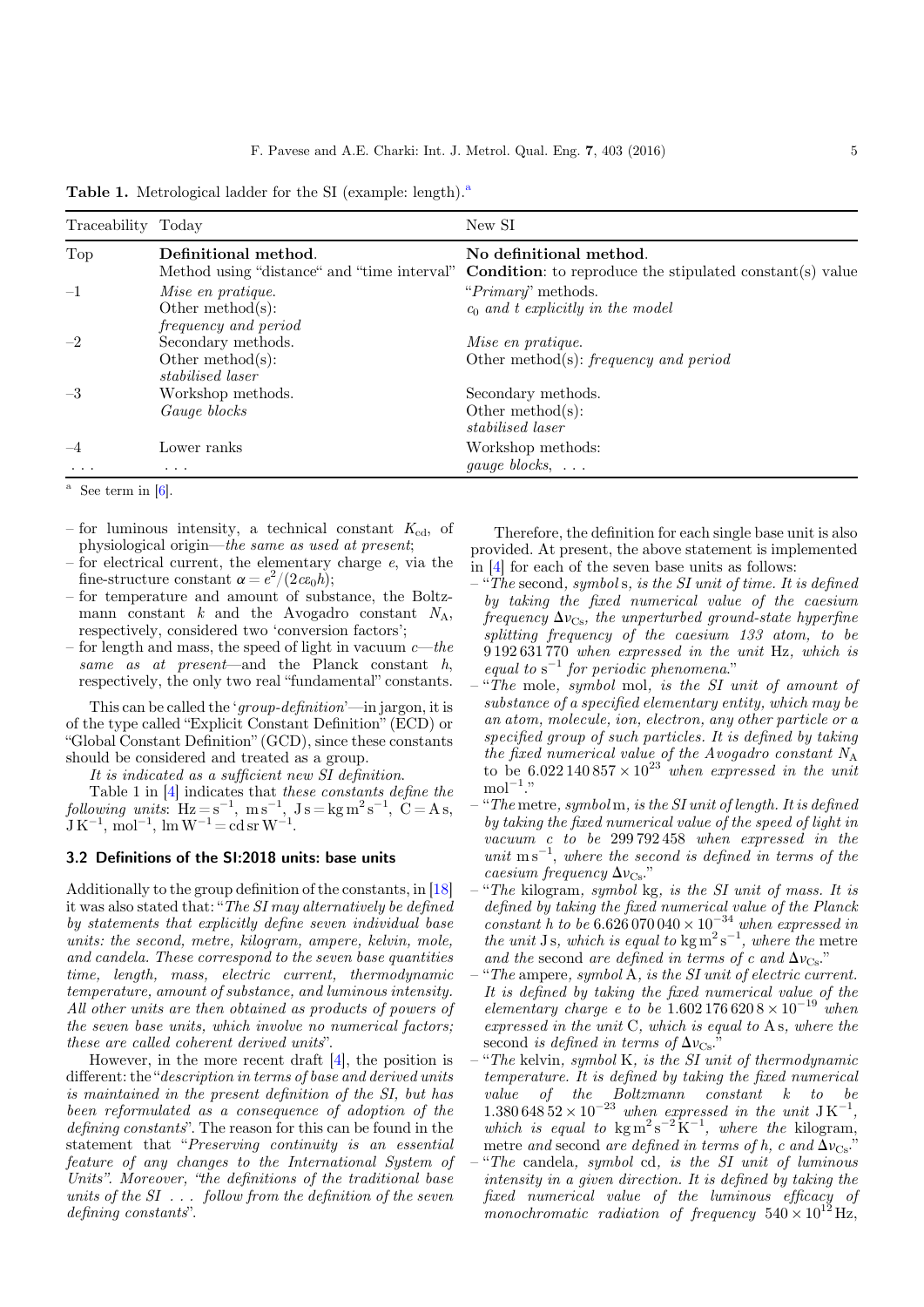**Table 1.** Metrological ladder for the SI (example: length).[a]

| Traceability | Today | New SI |
|---|---|---|
| Top | **Definitional method.** Method using "distance" and "time interval" | **No definitional method.** **Condition**: to reproduce the stipulated constant(s) value |
| –1 | *Mise en pratique.* Other method(s): *frequency and period* | "*Primary*" methods. *$c_0$ and $t$ explicitly in the model* |
| –2 | Secondary methods. Other method(s): *stabilised laser* | *Mise en pratique.* Other method(s): *frequency and period* |
| –3 | Workshop methods. *Gauge blocks* | Secondary methods. Other method(s): *stabilised laser* |
| –4 | Lower ranks | Workshop methods: |
| ... | ... | *gauge blocks*, ... |

[a] See term in [6].

- for luminous intensity, a technical constant $K_{\text{cd}}$, of physiological origin—*the same as used at present*;
- for electrical current, the elementary charge $e$, via the fine-structure constant $\alpha = e^2/(2c\varepsilon_0 h)$;
- for temperature and amount of substance, the Boltzmann constant $k$ and the Avogadro constant $N_{\text{A}}$, respectively, considered two 'conversion factors';
- for length and mass, the speed of light in vacuum $c$—*the same as at present*—and the Planck constant $h$, respectively, the only two real "fundamental" constants.

This can be called the '*group-definition*'—in jargon, it is of the type called "Explicit Constant Definition" (ECD) or "Global Constant Definition" (GCD), since these constants should be considered and treated as a group.

*It is indicated as a sufficient new SI definition.*

Table 1 in [4] indicates that *these constants define the following units*: $\text{Hz} = \text{s}^{-1}$, $\text{m}\,\text{s}^{-1}$, $\text{J}\,\text{s} = \text{kg}\,\text{m}^2\,\text{s}^{-1}$, $\text{C} = \text{A}\,\text{s}$, $\text{J}\,\text{K}^{-1}$, $\text{mol}^{-1}$, $\text{lm}\,\text{W}^{-1} = \text{cd}\,\text{sr}\,\text{W}^{-1}$.

### 3.2 Definitions of the SI:2018 units: base units

Additionally to the group definition of the constants, in [18] it was also stated that: "*The SI may alternatively be defined by statements that explicitly define seven individual base units: the second, metre, kilogram, ampere, kelvin, mole, and candela. These correspond to the seven base quantities time, length, mass, electric current, thermodynamic temperature, amount of substance, and luminous intensity. All other units are then obtained as products of powers of the seven base units, which involve no numerical factors; these are called coherent derived units*".

However, in the more recent draft [4], the position is different: the "*description in terms of base and derived units is maintained in the present definition of the SI, but has been reformulated as a consequence of adoption of the defining constants*". The reason for this can be found in the statement that "*Preserving continuity is an essential feature of any changes to the International System of Units*". Moreover, "*the definitions of the traditional base units of the SI ... follow from the definition of the seven defining constants*".

Therefore, the definition for each single base unit is also provided. At present, the above statement is implemented in [4] for each of the seven base units as follows:

- "*The* second, *symbol* s, *is the SI unit of time. It is defined by taking the fixed numerical value of the caesium frequency* $\Delta\nu_{\text{Cs}}$, *the unperturbed ground-state hyperfine splitting frequency of the caesium 133 atom, to be* 9 192 631 770 *when expressed in the unit* Hz, *which is equal to* $\text{s}^{-1}$ *for periodic phenomena*."
- "*The* mole, *symbol* mol, *is the SI unit of amount of substance of a specified elementary entity, which may be an atom, molecule, ion, electron, any other particle or a specified group of such particles. It is defined by taking the fixed numerical value of the Avogadro constant* $N_{\text{A}}$ *to be* $6.022\,140\,857 \times 10^{23}$ *when expressed in the unit* $\text{mol}^{-1}$."
- "*The* metre, *symbol* m, *is the SI unit of length. It is defined by taking the fixed numerical value of the speed of light in vacuum* $c$ *to be* 299 792 458 *when expressed in the unit* $\text{m}\,\text{s}^{-1}$, *where the second is defined in terms of the caesium frequency* $\Delta\nu_{\text{Cs}}$."
- "*The* kilogram, *symbol* kg, *is the SI unit of mass. It is defined by taking the fixed numerical value of the Planck constant* $h$ *to be* $6.626\,070\,040 \times 10^{-34}$ *when expressed in the unit* J s, *which is equal to* $\text{kg}\,\text{m}^2\,\text{s}^{-1}$, *where the* metre *and the* second *are defined in terms of* $c$ *and* $\Delta\nu_{\text{Cs}}$."
- "*The* ampere, *symbol* A, *is the SI unit of electric current. It is defined by taking the fixed numerical value of the elementary charge* $e$ *to be* $1.602\,176\,620\,8 \times 10^{-19}$ *when expressed in the unit* C, *which is equal to* A s, *where the* second *is defined in terms of* $\Delta\nu_{\text{Cs}}$."
- "*The* kelvin, *symbol* K, *is the SI unit of thermodynamic temperature. It is defined by taking the fixed numerical value of the Boltzmann constant* $k$ *to be* $1.380\,648\,52 \times 10^{-23}$ *when expressed in the unit* $\text{J}\,\text{K}^{-1}$, *which is equal to* $\text{kg}\,\text{m}^2\,\text{s}^{-2}\,\text{K}^{-1}$, *where the* kilogram, metre *and* second *are defined in terms of* $h$, $c$ *and* $\Delta\nu_{\text{Cs}}$."
- "*The* candela, *symbol* cd, *is the SI unit of luminous intensity in a given direction. It is defined by taking the fixed numerical value of the luminous efficacy of monochromatic radiation of frequency* $540 \times 10^{12}$ Hz,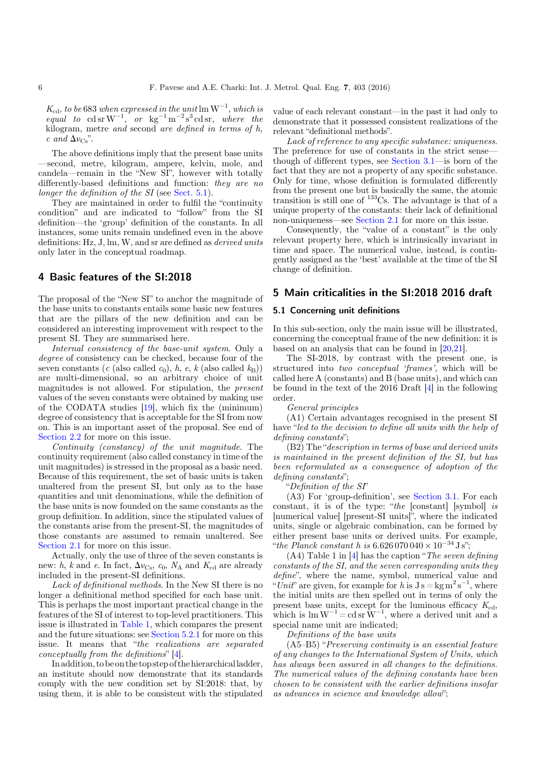$K_{cd}$*, to be* 683 *when expressed in the unit* $\mathrm{lm\,W^{-1}}$*, which is equal to* $\mathrm{cd\,sr\,W^{-1}}$*, or* $\mathrm{kg^{-1}\,m^{-2}\,s^{3}\,cd\,sr}$*, where the* kilogram, metre *and* second *are defined in terms of* $h$*,* $c$ *and* $\Delta\nu_{Cs}$".

The above definitions imply that the present base units —second, metre, kilogram, ampere, kelvin, mole, and candela—remain in the "New SI", however with totally differently-based definitions and function: *they are no longer the definition of the SI* (see Sect. 5.1).

They are maintained in order to fulfil the "continuity condition" and are indicated to "follow" from the SI definition—the 'group' definition of the constants. In all instances, some units remain undefined even in the above definitions: Hz, J, lm, W, and sr are defined as *derived units* only later in the conceptual roadmap.

## 4 Basic features of the SI:2018

The proposal of the "New SI" to anchor the magnitude of the base units to constants entails some basic new features that are the pillars of the new definition and can be considered an interesting improvement with respect to the present SI. They are summarised here.

*Internal consistency of the base-unit system.* Only a *degree* of consistency can be checked, because four of the seven constants ($c$ (also called $c_0$), $h$, $e$, $k$ (also called $k_B$)) are multi-dimensional, so an arbitrary choice of unit magnitudes is not allowed. For stipulation, the *present* values of the seven constants were obtained by making use of the CODATA studies [19], which fix the (minimum) degree of consistency that is acceptable for the SI from now on. This is an important asset of the proposal. See end of Section 2.2 for more on this issue.

*Continuity (constancy) of the unit magnitude.* The continuity requirement (also called constancy in time of the unit magnitudes) is stressed in the proposal as a basic need. Because of this requirement, the set of basic units is taken unaltered from the present SI, but only as to the base quantities and unit denominations, while the definition of the base units is now founded on the same constants as the group definition. In addition, since the stipulated values of the constants arise from the present-SI, the magnitudes of those constants are assumed to remain unaltered. See Section 2.1 for more on this issue.

Actually, only the use of three of the seven constants is new: $h$, $k$ and $e$. In fact, $\Delta\nu_{Cs}$, $c_0$, $N_A$ and $K_{cd}$ are already included in the present-SI definitions.

*Lack of definitional methods.* In the New SI there is no longer a definitional method specified for each base unit. This is perhaps the most important practical change in the features of the SI of interest to top-level practitioners. This issue is illustrated in Table 1, which compares the present and the future situations: see Section 5.2.1 for more on this issue. It means that "*the realizations are separated conceptually from the definitions*" [4].

In addition, to be on the top step of the hierarchical ladder, an institute should now demonstrate that its standards comply with the new condition set by SI:2018: that, by using them, it is able to be consistent with the stipulated value of each relevant constant—in the past it had only to demonstrate that it possessed consistent realizations of the relevant "definitional methods".

*Lack of reference to any specific substance: uniqueness.* The preference for use of constants in the strict sense—though of different types, see Section 3.1—is born of the fact that they are not a property of any specific substance. Only for time, whose definition is formulated differently from the present one but is basically the same, the atomic transition is still one of $^{133}$Cs. The advantage is that of a unique property of the constants: their lack of definitional non-uniqueness—see Section 2.1 for more on this issue.

Consequently, the "value of a constant" is the only relevant property here, which is intrinsically invariant in time and space. The numerical value, instead, is contingently assigned as the 'best' available at the time of the SI change of definition.

## 5 Main criticalities in the SI:2018 2016 draft

### 5.1 Concerning unit definitions

In this sub-section, only the main issue will be illustrated, concerning the conceptual frame of the new definition: it is based on an analysis that can be found in [20,21].

The SI-2018, by contrast with the present one, is structured into *two conceptual 'frames'*, which will be called here A (constants) and B (base units), and which can be found in the text of the 2016 Draft [4] in the following order.

*General principles*

(A1) Certain advantages recognised in the present SI have "*led to the decision to define all units with the help of defining constants*";

(B2) The "*description in terms of base and derived units is maintained in the present definition of the SI, but has been reformulated as a consequence of adoption of the defining constants*";

"*Definition of the SI*"

(A3) For 'group-definition', see Section 3.1. For each constant, it is of the type: "*the* [constant] [symbol] *is* [numerical value] [present-SI units]", where the indicated units, single or algebraic combination, can be formed by either present base units or derived units. For example, "*the Planck constant h is* $6.626\,070\,040 \times 10^{-34}$ J s";

(A4) Table 1 in [4] has the caption "*The seven defining constants of the SI, and the seven corresponding units they define*", where the name, symbol, numerical value and "*Unit*" are given, for example for $h$ is $\mathrm{J\,s} = \mathrm{kg\,m^{2}\,s^{-1}}$, where the initial units are then spelled out in terms of only the present base units, except for the luminous efficacy $K_{cd}$, which is $\mathrm{lm\,W^{-1}} = \mathrm{cd\,sr\,W^{-1}}$, where a derived unit and a special name unit are indicated;

*Definitions of the base units*

(A5–B5) "*Preserving continuity is an essential feature of any changes to the International System of Units, which has always been assured in all changes to the definitions. The numerical values of the defining constants have been chosen to be consistent with the earlier definitions insofar as advances in science and knowledge allow*";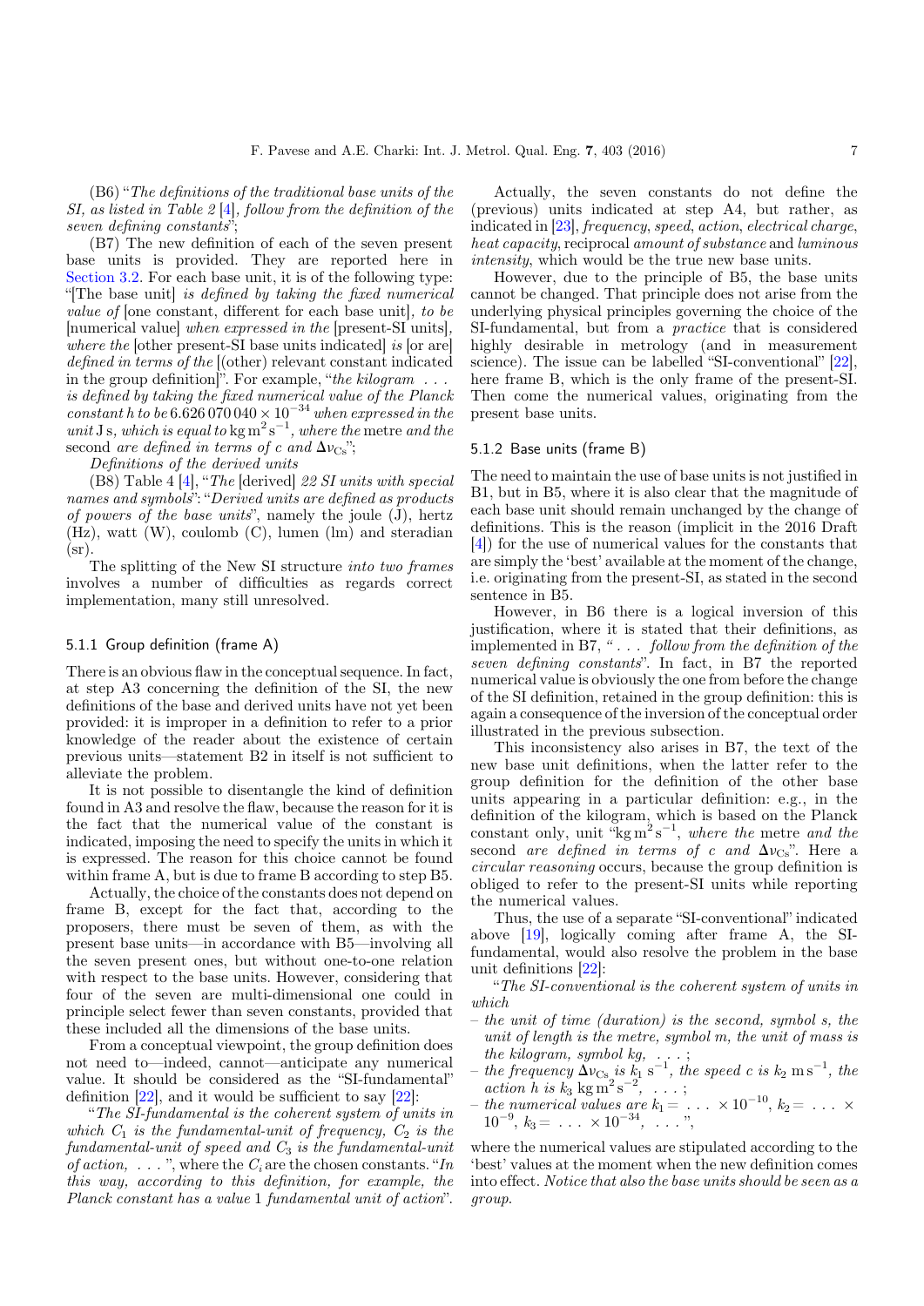(B6) "*The definitions of the traditional base units of the SI, as listed in Table 2* [4]*, follow from the definition of the seven defining constants*";

(B7) The new definition of each of the seven present base units is provided. They are reported here in Section 3.2. For each base unit, it is of the following type: "[The base unit] *is defined by taking the fixed numerical value of* [one constant, different for each base unit], *to be* [numerical value] *when expressed in the* [present-SI units], *where the* [other present-SI base units indicated] *is* [or are] *defined in terms of the* [(other) relevant constant indicated in the group definition]". For example, "*the kilogram ... is defined by taking the fixed numerical value of the Planck constant h to be* $6.626\,070\,040 \times 10^{-34}$ *when expressed in the unit* J s*, which is equal to* $\mathrm{kg\,m^2\,s^{-1}}$*, where the* metre *and the* second *are defined in terms of c and* $\Delta\nu_{\mathrm{Cs}}$";

*Definitions of the derived units*

(B8) Table 4 [4], "*The* [derived] *22 SI units with special names and symbols*": "*Derived units are defined as products of powers of the base units*", namely the joule (J), hertz (Hz), watt (W), coulomb (C), lumen (lm) and steradian (sr).

The splitting of the New SI structure *into two frames* involves a number of difficulties as regards correct implementation, many still unresolved.

### 5.1.1 Group definition (frame A)

There is an obvious flaw in the conceptual sequence. In fact, at step A3 concerning the definition of the SI, the new definitions of the base and derived units have not yet been provided: it is improper in a definition to refer to a prior knowledge of the reader about the existence of certain previous units—statement B2 in itself is not sufficient to alleviate the problem.

It is not possible to disentangle the kind of definition found in A3 and resolve the flaw, because the reason for it is the fact that the numerical value of the constant is indicated, imposing the need to specify the units in which it is expressed. The reason for this choice cannot be found within frame A, but is due to frame B according to step B5.

Actually, the choice of the constants does not depend on frame B, except for the fact that, according to the proposers, there must be seven of them, as with the present base units—in accordance with B5—involving all the seven present ones, but without one-to-one relation with respect to the base units. However, considering that four of the seven are multi-dimensional one could in principle select fewer than seven constants, provided that these included all the dimensions of the base units.

From a conceptual viewpoint, the group definition does not need to—indeed, cannot—anticipate any numerical value. It should be considered as the "SI-fundamental" definition [22], and it would be sufficient to say [22]:

"*The SI-fundamental is the coherent system of units in which* $C_1$ *is the fundamental-unit of frequency,* $C_2$ *is the fundamental-unit of speed and* $C_3$ *is the fundamental-unit of action, ...* ", where the $C_i$ are the chosen constants. "*In this way, according to this definition, for example, the Planck constant has a value* 1 *fundamental unit of action*".

Actually, the seven constants do not define the (previous) units indicated at step A4, but rather, as indicated in [23], *frequency*, *speed*, *action*, *electrical charge*, *heat capacity*, reciprocal *amount of substance* and *luminous intensity*, which would be the true new base units.

However, due to the principle of B5, the base units cannot be changed. That principle does not arise from the underlying physical principles governing the choice of the SI-fundamental, but from a *practice* that is considered highly desirable in metrology (and in measurement science). The issue can be labelled "SI-conventional" [22], here frame B, which is the only frame of the present-SI. Then come the numerical values, originating from the present base units.

### 5.1.2 Base units (frame B)

The need to maintain the use of base units is not justified in B1, but in B5, where it is also clear that the magnitude of each base unit should remain unchanged by the change of definitions. This is the reason (implicit in the 2016 Draft [4]) for the use of numerical values for the constants that are simply the 'best' available at the moment of the change, i.e. originating from the present-SI, as stated in the second sentence in B5.

However, in B6 there is a logical inversion of this justification, where it is stated that their definitions, as implemented in B7, "*... follow from the definition of the seven defining constants*". In fact, in B7 the reported numerical value is obviously the one from before the change of the SI definition, retained in the group definition: this is again a consequence of the inversion of the conceptual order illustrated in the previous subsection.

This inconsistency also arises in B7, the text of the new base unit definitions, when the latter refer to the group definition for the definition of the other base units appearing in a particular definition: e.g., in the definition of the kilogram, which is based on the Planck constant only, unit "$\mathrm{kg\,m^2\,s^{-1}}$, *where the* metre *and the* second *are defined in terms of c and* $\Delta\nu_{\mathrm{Cs}}$". Here a *circular reasoning* occurs, because the group definition is obliged to refer to the present-SI units while reporting the numerical values.

Thus, the use of a separate "SI-conventional" indicated above [19], logically coming after frame A, the SI-fundamental, would also resolve the problem in the base unit definitions [22]:

"*The SI-conventional is the coherent system of units in which*

- *the unit of time (duration) is the second, symbol s, the unit of length is the metre, symbol m, the unit of mass is the kilogram, symbol kg, ... ;*
- *the frequency* $\Delta\nu_{\mathrm{Cs}}$ *is* $k_1\,\mathrm{s^{-1}}$*, the speed c is* $k_2\,\mathrm{m\,s^{-1}}$*, the action h is* $k_3\,\mathrm{kg\,m^2\,s^{-2}}$*, ... ;*
- *the numerical values are* $k_1 = \ldots \times 10^{-10}$*,* $k_2 = \ldots \times 10^{-9}$*,* $k_3 = \ldots \times 10^{-34}$*, ...*",

where the numerical values are stipulated according to the 'best' values at the moment when the new definition comes into effect. *Notice that also the base units should be seen as a group.*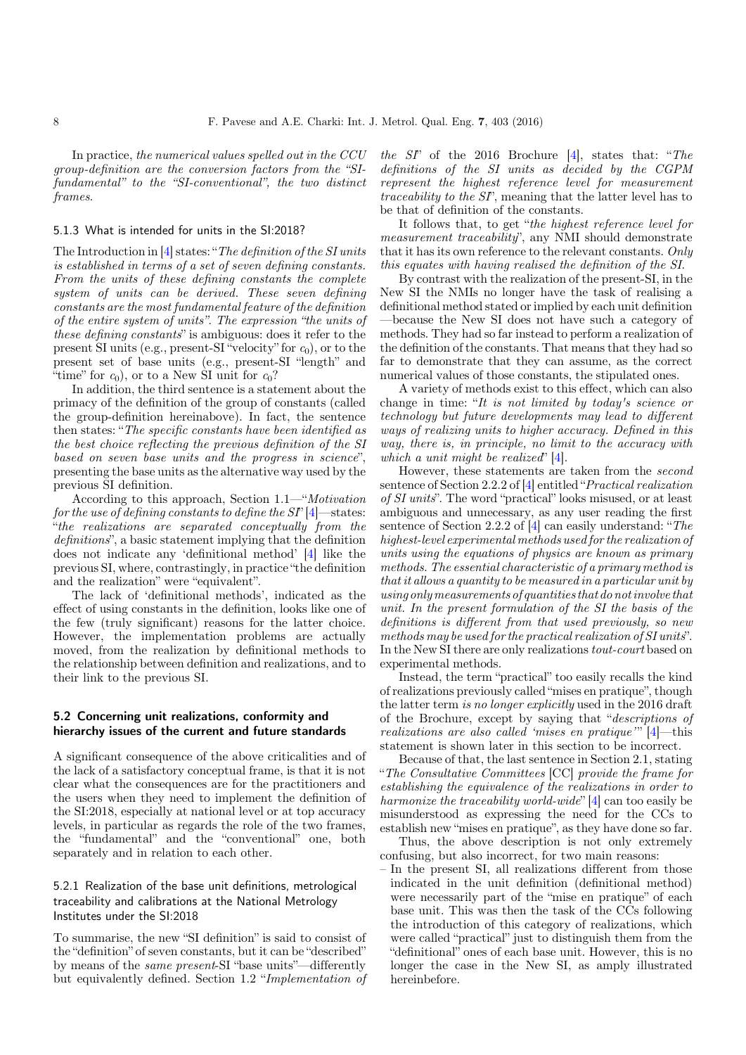In practice, *the numerical values spelled out in the CCU group-definition are the conversion factors from the "SI-fundamental" to the "SI-conventional", the two distinct frames.*

### 5.1.3 What is intended for units in the SI:2018?

The Introduction in [4] states: "*The definition of the SI units is established in terms of a set of seven defining constants. From the units of these defining constants the complete system of units can be derived. These seven defining constants are the most fundamental feature of the definition of the entire system of units". The expression "the units of these defining constants*" is ambiguous: does it refer to the present SI units (e.g., present-SI "velocity" for $c_0$), or to the present set of base units (e.g., present-SI "length" and "time" for $c_0$), or to a New SI unit for $c_0$?

In addition, the third sentence is a statement about the primacy of the definition of the group of constants (called the group-definition hereinabove). In fact, the sentence then states: "*The specific constants have been identified as the best choice reflecting the previous definition of the SI based on seven base units and the progress in science*", presenting the base units as the alternative way used by the previous SI definition.

According to this approach, Section 1.1—"*Motivation for the use of defining constants to define the SI*" [4]—states: "*the realizations are separated conceptually from the definitions*", a basic statement implying that the definition does not indicate any 'definitional method' [4] like the previous SI, where, contrastingly, in practice "the definition and the realization" were "equivalent".

The lack of 'definitional methods', indicated as the effect of using constants in the definition, looks like one of the few (truly significant) reasons for the latter choice. However, the implementation problems are actually moved, from the realization by definitional methods to the relationship between definition and realizations, and to their link to the previous SI.

## 5.2 Concerning unit realizations, conformity and hierarchy issues of the current and future standards

A significant consequence of the above criticalities and of the lack of a satisfactory conceptual frame, is that it is not clear what the consequences are for the practitioners and the users when they need to implement the definition of the SI:2018, especially at national level or at top accuracy levels, in particular as regards the role of the two frames, the "fundamental" and the "conventional" one, both separately and in relation to each other.

### 5.2.1 Realization of the base unit definitions, metrological traceability and calibrations at the National Metrology Institutes under the SI:2018

To summarise, the new "SI definition" is said to consist of the "definition" of seven constants, but it can be "described" by means of the *same present*-SI "base units"—differently but equivalently defined. Section 1.2 "*Implementation of the SI*" of the 2016 Brochure [4], states that: "*The definitions of the SI units as decided by the CGPM represent the highest reference level for measurement traceability to the SI*", meaning that the latter level has to be that of definition of the constants.

It follows that, to get "*the highest reference level for measurement traceability*", any NMI should demonstrate that it has its own reference to the relevant constants. *Only this equates with having realised the definition of the SI.*

By contrast with the realization of the present-SI, in the New SI the NMIs no longer have the task of realising a definitional method stated or implied by each unit definition—because the New SI does not have such a category of methods. They had so far instead to perform a realization of the definition of the constants. That means that they had so far to demonstrate that they can assume, as the correct numerical values of those constants, the stipulated ones.

A variety of methods exist to this effect, which can also change in time: "*It is not limited by today's science or technology but future developments may lead to different ways of realizing units to higher accuracy. Defined in this way, there is, in principle, no limit to the accuracy with which a unit might be realized*" [4].

However, these statements are taken from the *second* sentence of Section 2.2.2 of [4] entitled "*Practical realization of SI units*". The word "practical" looks misused, or at least ambiguous and unnecessary, as any user reading the first sentence of Section 2.2.2 of [4] can easily understand: "*The highest-level experimental methods used for the realization of units using the equations of physics are known as primary methods. The essential characteristic of a primary method is that it allows a quantity to be measured in a particular unit by using only measurements of quantities that do not involve that unit. In the present formulation of the SI the basis of the definitions is different from that used previously, so new methods may be used for the practical realization of SI units*". In the New SI there are only realizations *tout-court* based on experimental methods.

Instead, the term "practical" too easily recalls the kind of realizations previously called "mises en pratique", though the latter term *is no longer explicitly* used in the 2016 draft of the Brochure, except by saying that "*descriptions of realizations are also called 'mises en pratique'*" [4]—this statement is shown later in this section to be incorrect.

Because of that, the last sentence in Section 2.1, stating "*The Consultative Committees* [CC] *provide the frame for establishing the equivalence of the realizations in order to harmonize the traceability world-wide*" [4] can too easily be misunderstood as expressing the need for the CCs to establish new "mises en pratique", as they have done so far.

Thus, the above description is not only extremely confusing, but also incorrect, for two main reasons:

– In the present SI, all realizations different from those indicated in the unit definition (definitional method) were necessarily part of the "mise en pratique" of each base unit. This was then the task of the CCs following the introduction of this category of realizations, which were called "practical" just to distinguish them from the "definitional" ones of each base unit. However, this is no longer the case in the New SI, as amply illustrated hereinbefore.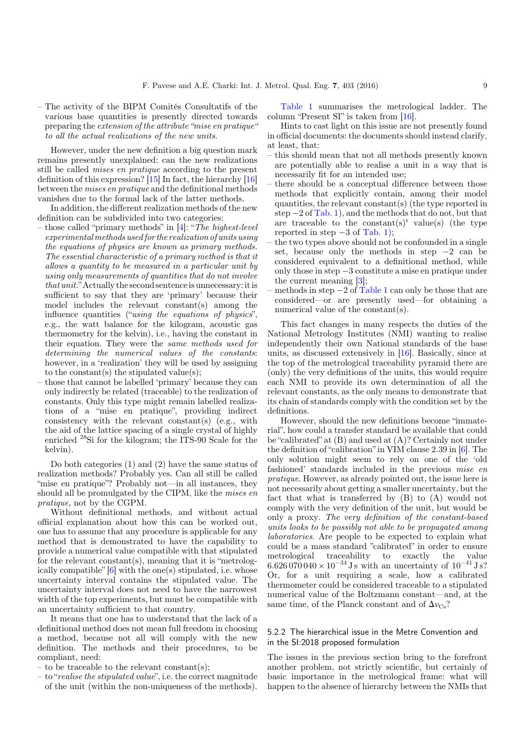– The activity of the BIPM Comités Consultatifs of the various base quantities is presently directed towards preparing the *extension of the attribute "mise en pratique" to all the actual realizations of the new units*.

However, under the new definition a big question mark remains presently unexplained: can the new realizations still be called *mises en pratique* according to the present definition of this expression? [15] In fact, the hierarchy [16] between the *mises en pratique* and the definitional methods vanishes due to the formal lack of the latter methods.

In addition, the different realization methods of the new definition can be subdivided into two categories:

– those called "primary methods" in [4]: "*The highest-level experimental methods used for the realization of units using the equations of physics are known as primary methods. The essential characteristic of a primary method is that it allows a quantity to be measured in a particular unit by using only measurements of quantities that do not involve that unit.*" Actually the second sentence is unnecessary: it is sufficient to say that they are 'primary' because their model includes the relevant constant(s) among the influence quantities ("*using the equations of physics*", e.g., the watt balance for the kilogram, acoustic gas thermometry for the kelvin), i.e., having the constant in their equation. They were the *same methods used for determining the numerical values of the constants*: however, in a 'realization' they will be used by assigning to the constant(s) the stipulated value(s);
– those that cannot be labelled 'primary' because they can only indirectly be related (traceable) to the realization of constants. Only this type might remain labelled realizations of a "mise en pratique", providing indirect consistency with the relevant constant(s) (e.g., with the aid of the lattice spacing of a single crystal of highly enriched $^{28}$Si for the kilogram; the ITS-90 Scale for the kelvin).

Do both categories (1) and (2) have the same status of realization methods? Probably yes. Can all still be called "mise en pratique"? Probably not—in all instances, they should all be promulgated by the CIPM, like the *mises en pratique*, not by the CGPM.

Without definitional methods, and without actual official explanation about how this can be worked out, one has to assume that any procedure is applicable for any method that is demonstrated to have the capability to provide a numerical value compatible with that stipulated for the relevant constant(s), meaning that it is "metrologically compatible" [6] with the one(s) stipulated, i.e. whose uncertainty interval contains the stipulated value. The uncertainty interval does not need to have the narrowest width of the top experiments, but must be compatible with an uncertainty sufficient to that country.

It means that one has to understand that the lack of a definitional method does not mean full freedom in choosing a method, because not all will comply with the new definition. The methods and their procedures, to be compliant, need:

– to be traceable to the relevant constant(s);
– to "*realise the stipulated value*", i.e. the correct magnitude of the unit (within the non-uniqueness of the methods).

Table 1 summarises the metrological ladder. The column "Present SI" is taken from [16].

Hints to cast light on this issue are not presently found in official documents: the documents should instead clarify, at least, that:

– this should mean that not all methods presently known are potentially able to realise a unit in a way that is necessarily fit for an intended use;
– there should be a conceptual difference between those methods that explicitly contain, among their model quantities, the relevant constant(s) (the type reported in step −2 of Tab. 1), and the methods that do not, but that are traceable to the constant(s)' value(s) (the type reported in step −3 of Tab. 1);
– the two types above should not be confounded in a single set, because only the methods in step −2 can be considered equivalent to a definitional method, while only those in step −3 constitute a mise en pratique under the current meaning [3];
– methods in step −2 of Table 1 can only be those that are considered—or are presently used—for obtaining a numerical value of the constant(s).

This fact changes in many respects the duties of the National Metrology Institutes (NMI) wanting to realise independently their own National standards of the base units, as discussed extensively in [16]. Basically, since at the top of the metrological traceability pyramid there are (only) the very definitions of the units, this would require each NMI to provide its own determination of all the relevant constants, as the only means to demonstrate that its chain of standards comply with the condition set by the definitions.

However, should the new definitions become "immaterial", how could a transfer standard be available that could be "calibrated" at (B) and used at (A)? Certainly not under the definition of "calibration" in VIM clause 2.39 in [6]. The only solution might seem to rely on one of the 'old fashioned' standards included in the previous *mise en pratique*. However, as already pointed out, the issue here is not necessarily about getting a smaller uncertainty, but the fact that what is transferred by (B) to (A) would not comply with the very definition of the unit, but would be only a proxy. *The very definition of the constant-based units looks to be possibly not able to be propagated among laboratories.* Are people to be expected to explain what could be a mass standard "calibrated" in order to ensure metrological traceability to exactly the value $6.626\,070\,040 \times 10^{-34}$ J s with an uncertainty of $10^{-41}$ J s? Or, for a unit requiring a scale, how a calibrated thermometer could be considered traceable to a stipulated numerical value of the Boltzmann constant—and, at the same time, of the Planck constant and of $\Delta\nu_{\mathrm{Cs}}$?

### 5.2.2 The hierarchical issue in the Metre Convention and in the SI:2018 proposed formulation

The issues in the previous section bring to the forefront another problem, not strictly scientific, but certainly of basic importance in the metrological frame: what will happen to the absence of hierarchy between the NMIs that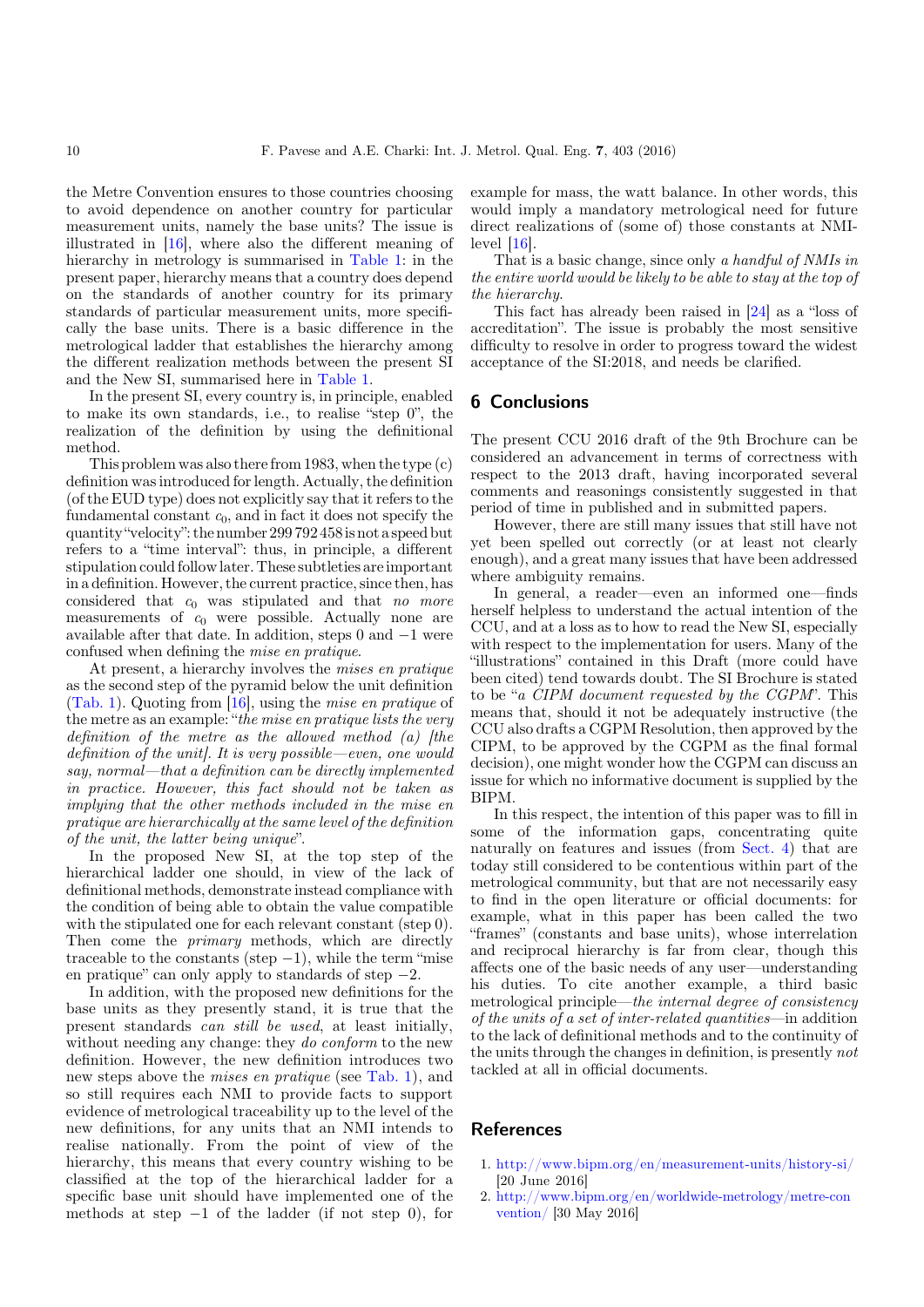the Metre Convention ensures to those countries choosing to avoid dependence on another country for particular measurement units, namely the base units? The issue is illustrated in [16], where also the different meaning of hierarchy in metrology is summarised in Table 1: in the present paper, hierarchy means that a country does depend on the standards of another country for its primary standards of particular measurement units, more specifically the base units. There is a basic difference in the metrological ladder that establishes the hierarchy among the different realization methods between the present SI and the New SI, summarised here in Table 1.

In the present SI, every country is, in principle, enabled to make its own standards, i.e., to realise "step 0", the realization of the definition by using the definitional method.

This problem was also there from 1983, when the type (c) definition was introduced for length. Actually, the definition (of the EUD type) does not explicitly say that it refers to the fundamental constant $c_0$, and in fact it does not specify the quantity "velocity": the number 299 792 458 is not a speed but refers to a "time interval": thus, in principle, a different stipulation could follow later. These subtleties are important in a definition. However, the current practice, since then, has considered that $c_0$ was stipulated and that *no more* measurements of $c_0$ were possible. Actually none are available after that date. In addition, steps 0 and −1 were confused when defining the *mise en pratique*.

At present, a hierarchy involves the *mises en pratique* as the second step of the pyramid below the unit definition (Tab. 1). Quoting from [16], using the *mise en pratique* of the metre as an example: "*the mise en pratique lists the very definition of the metre as the allowed method (a) [the definition of the unit]. It is very possible—even, one would say, normal—that a definition can be directly implemented in practice. However, this fact should not be taken as implying that the other methods included in the mise en pratique are hierarchically at the same level of the definition of the unit, the latter being unique*".

In the proposed New SI, at the top step of the hierarchical ladder one should, in view of the lack of definitional methods, demonstrate instead compliance with the condition of being able to obtain the value compatible with the stipulated one for each relevant constant (step 0). Then come the *primary* methods, which are directly traceable to the constants (step −1), while the term "mise en pratique" can only apply to standards of step −2.

In addition, with the proposed new definitions for the base units as they presently stand, it is true that the present standards *can still be used*, at least initially, without needing any change: they *do conform* to the new definition. However, the new definition introduces two new steps above the *mises en pratique* (see Tab. 1), and so still requires each NMI to provide facts to support evidence of metrological traceability up to the level of the new definitions, for any units that an NMI intends to realise nationally. From the point of view of the hierarchy, this means that every country wishing to be classified at the top of the hierarchical ladder for a specific base unit should have implemented one of the methods at step −1 of the ladder (if not step 0), for example for mass, the watt balance. In other words, this would imply a mandatory metrological need for future direct realizations of (some of) those constants at NMI-level [16].

That is a basic change, since only *a handful of NMIs in the entire world would be likely to be able to stay at the top of the hierarchy.*

This fact has already been raised in [24] as a "loss of accreditation". The issue is probably the most sensitive difficulty to resolve in order to progress toward the widest acceptance of the SI:2018, and needs be clarified.

## 6 Conclusions

The present CCU 2016 draft of the 9th Brochure can be considered an advancement in terms of correctness with respect to the 2013 draft, having incorporated several comments and reasonings consistently suggested in that period of time in published and in submitted papers.

However, there are still many issues that still have not yet been spelled out correctly (or at least not clearly enough), and a great many issues that have been addressed where ambiguity remains.

In general, a reader—even an informed one—finds herself helpless to understand the actual intention of the CCU, and at a loss as to how to read the New SI, especially with respect to the implementation for users. Many of the "illustrations" contained in this Draft (more could have been cited) tend towards doubt. The SI Brochure is stated to be "*a CIPM document requested by the CGPM*". This means that, should it not be adequately instructive (the CCU also drafts a CGPM Resolution, then approved by the CIPM, to be approved by the CGPM as the final formal decision), one might wonder how the CGPM can discuss an issue for which no informative document is supplied by the BIPM.

In this respect, the intention of this paper was to fill in some of the information gaps, concentrating quite naturally on features and issues (from Sect. 4) that are today still considered to be contentious within part of the metrological community, but that are not necessarily easy to find in the open literature or official documents: for example, what in this paper has been called the two "frames" (constants and base units), whose interrelation and reciprocal hierarchy is far from clear, though this affects one of the basic needs of any user—understanding his duties. To cite another example, a third basic metrological principle—*the internal degree of consistency of the units of a set of inter-related quantities*—in addition to the lack of definitional methods and to the continuity of the units through the changes in definition, is presently *not* tackled at all in official documents.

## References

1. http://www.bipm.org/en/measurement-units/history-si/ [20 June 2016]
2. http://www.bipm.org/en/worldwide-metrology/metre-convention/ [30 May 2016]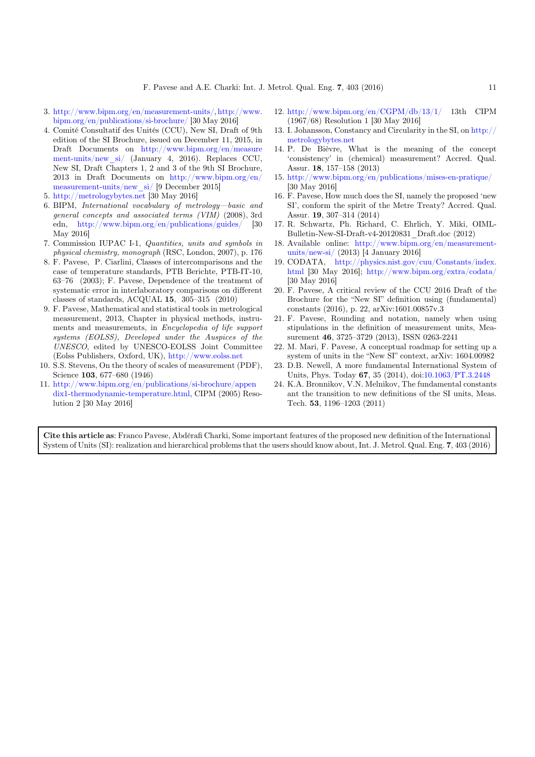3. http://www.bipm.org/en/measurement-units/, http://www.bipm.org/en/publications/si-brochure/ [30 May 2016]
4. Comité Consultatif des Unités (CCU), New SI, Draft of 9th edition of the SI Brochure, issued on December 11, 2015, in Draft Documents on http://www.bipm.org/en/measurement-units/new_si/ (January 4, 2016). Replaces CCU, New SI, Draft Chapters 1, 2 and 3 of the 9th SI Brochure, 2013 in Draft Documents on http://www.bipm.org/en/measurement-units/new_si/ [9 December 2015]
5. http://metrologybytes.net [30 May 2016]
6. BIPM, *International vocabulary of metrology—basic and general concepts and associated terms (VIM)* (2008), 3rd edn, http://www.bipm.org/en/publications/guides/ [30 May 2016]
7. Commission IUPAC I-1, *Quantities, units and symbols in physical chemistry, monograph* (RSC, London, 2007), p. 176
8. F. Pavese, P. Ciarlini, Classes of intercomparisons and the case of temperature standards, PTB Berichte, PTB-IT-10, 63–76 (2003); F. Pavese, Dependence of the treatment of systematic error in interlaboratory comparisons on different classes of standards, ACQUAL **15**, 305–315 (2010)
9. F. Pavese, Mathematical and statistical tools in metrological measurement, 2013, Chapter in physical methods, instruments and measurements, in *Encyclopedia of life support systems (EOLSS), Developed under the Auspices of the UNESCO*, edited by UNESCO-EOLSS Joint Committee (Eolss Publishers, Oxford, UK), http://www.eolss.net
10. S.S. Stevens, On the theory of scales of measurement (PDF), Science **103**, 677–680 (1946)
11. http://www.bipm.org/en/publications/si-brochure/appendix1-thermodynamic-temperature.html, CIPM (2005) Resolution 2 [30 May 2016]
12. http://www.bipm.org/en/CGPM/db/13/1/ 13th CIPM (1967/68) Resolution 1 [30 May 2016]
13. I. Johansson, Constancy and Circularity in the SI, on http://metrologybytes.net
14. P. De Bièvre, What is the meaning of the concept 'consistency' in (chemical) measurement? Accred. Qual. Assur. **18**, 157–158 (2013)
15. http://www.bipm.org/en/publications/mises-en-pratique/ [30 May 2016]
16. F. Pavese, How much does the SI, namely the proposed 'new SI', conform the spirit of the Metre Treaty? Accred. Qual. Assur. **19**, 307–314 (2014)
17. R. Schwartz, Ph. Richard, C. Ehrlich, Y. Miki, OIML-Bulletin-New-SI-Draft-v4-20120831_Draft.doc (2012)
18. Available online: http://www.bipm.org/en/measurement-units/new-si/ (2013) [4 January 2016]
19. CODATA, http://physics.nist.gov/cuu/Constants/index.html [30 May 2016]; http://www.bipm.org/extra/codata/ [30 May 2016]
20. F. Pavese, A critical review of the CCU 2016 Draft of the Brochure for the "New SI" definition using (fundamental) constants (2016), p. 22, arXiv:1601.00857v.3
21. F. Pavese, Rounding and notation, namely when using stipulations in the definition of measurement units, Measurement **46**, 3725–3729 (2013), ISSN 0263-2241
22. M. Mari, F. Pavese, A conceptual roadmap for setting up a system of units in the "New SI" context, arXiv: 1604.00982
23. D.B. Newell, A more fundamental International System of Units, Phys. Today **67**, 35 (2014), doi:10.1063/PT.3.2448
24. K.A. Bronnikov, V.N. Melnikov, The fundamental constants ant the transition to new definitions of the SI units, Meas. Tech. **53**, 1196–1203 (2011)

**Cite this article as**: Franco Pavese, Abdérafi Charki, Some important features of the proposed new definition of the International System of Units (SI): realization and hierarchical problems that the users should know about, Int. J. Metrol. Qual. Eng. **7**, 403 (2016)